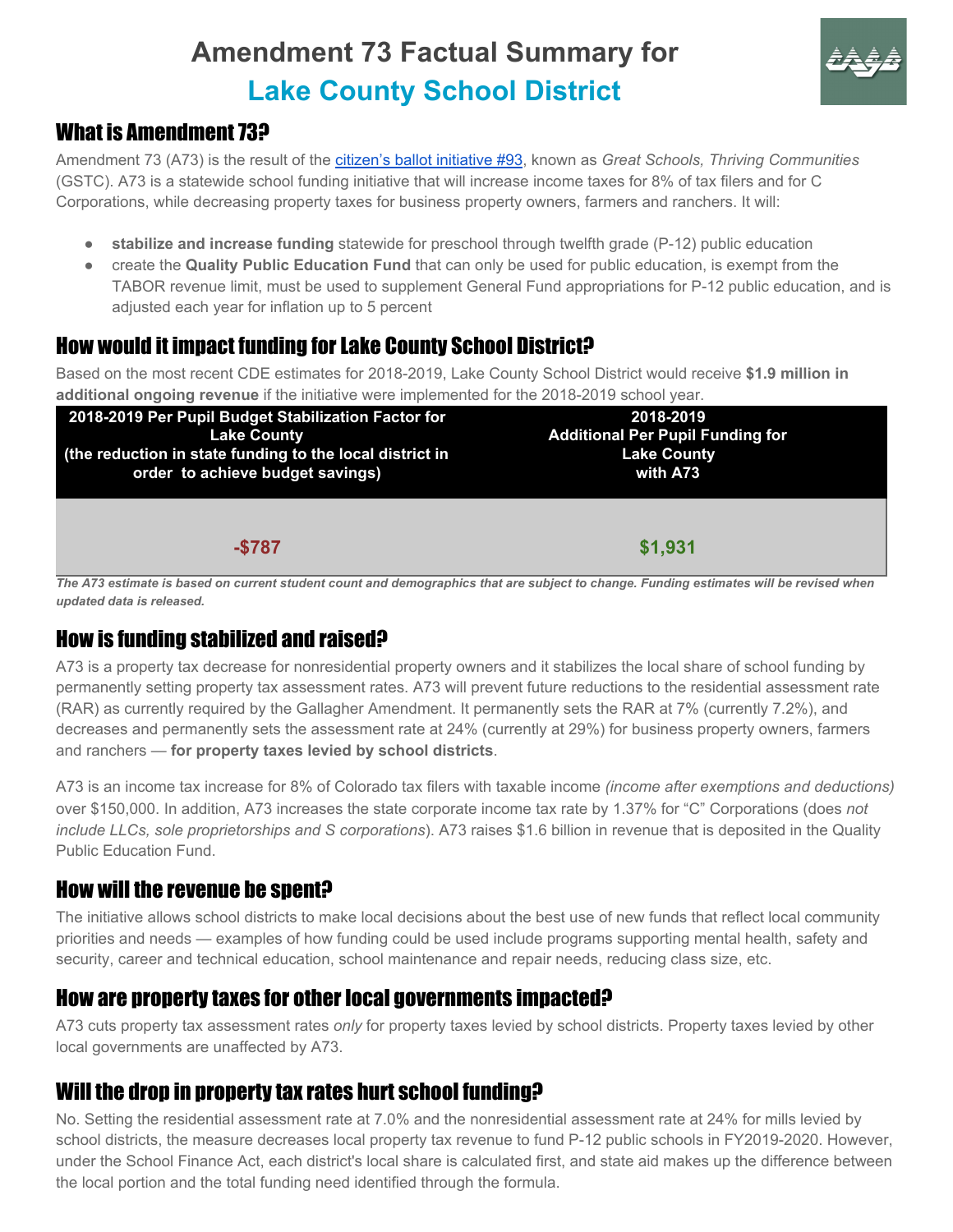# Amendment 73 Factual Summary for Lake County School District

## What is Amendment 73?

Amendment 73 (A73) is the result of the citizen's ballot initiative #93, known as *Great Schools, Thriving Communities* (GSTC). A73 is a statewide school funding initiative that will increase income taxes for 8% of tax filers and for C Corporations, while decreasing property taxes for business property owners, farmers and ranchers. It will:

- **stabilize and increase funding** statewide for preschool through twelfth grade (P-12) public education
- create the **Quality Public Education Fund** that can only be used for public education, is exempt from the TABOR revenue limit, must be used to supplement General Fund appropriations for P-12 public education, and is adjusted each year for inflation up to 5 percent

## How would it impact funding for Lake County School District?

Based on the most recent CDE estimates for 2018-2019, Lake County School District would receive **$1.9 million in additional ongoing revenue** if the initiative were implemented for the 2018-2019 school year.

| 2018-2019 Per Pupil Budget Stabilization Factor for Lake County (the reduction in state funding to the local district in order to achieve budget savings) | 2018-2019 Additional Per Pupil Funding for Lake County with A73 |
|---|---|
| -$787 | $1,931 |

***The A73 estimate is based on current student count and demographics that are subject to change. Funding estimates will be revised when updated data is released.***

## How is funding stabilized and raised?

A73 is a property tax decrease for nonresidential property owners and it stabilizes the local share of school funding by permanently setting property tax assessment rates. A73 will prevent future reductions to the residential assessment rate (RAR) as currently required by the Gallagher Amendment. It permanently sets the RAR at 7% (currently 7.2%), and decreases and permanently sets the assessment rate at 24% (currently at 29%) for business property owners, farmers and ranchers — **for property taxes levied by school districts**.

A73 is an income tax increase for 8% of Colorado tax filers with taxable income *(income after exemptions and deductions)* over $150,000. In addition, A73 increases the state corporate income tax rate by 1.37% for "C" Corporations (does *not include LLCs, sole proprietorships and S corporations*). A73 raises $1.6 billion in revenue that is deposited in the Quality Public Education Fund.

## How will the revenue be spent?

The initiative allows school districts to make local decisions about the best use of new funds that reflect local community priorities and needs — examples of how funding could be used include programs supporting mental health, safety and security, career and technical education, school maintenance and repair needs, reducing class size, etc.

## How are property taxes for other local governments impacted?

A73 cuts property tax assessment rates *only* for property taxes levied by school districts. Property taxes levied by other local governments are unaffected by A73.

## Will the drop in property tax rates hurt school funding?

No. Setting the residential assessment rate at 7.0% and the nonresidential assessment rate at 24% for mills levied by school districts, the measure decreases local property tax revenue to fund P-12 public schools in FY2019-2020. However, under the School Finance Act, each district's local share is calculated first, and state aid makes up the difference between the local portion and the total funding need identified through the formula.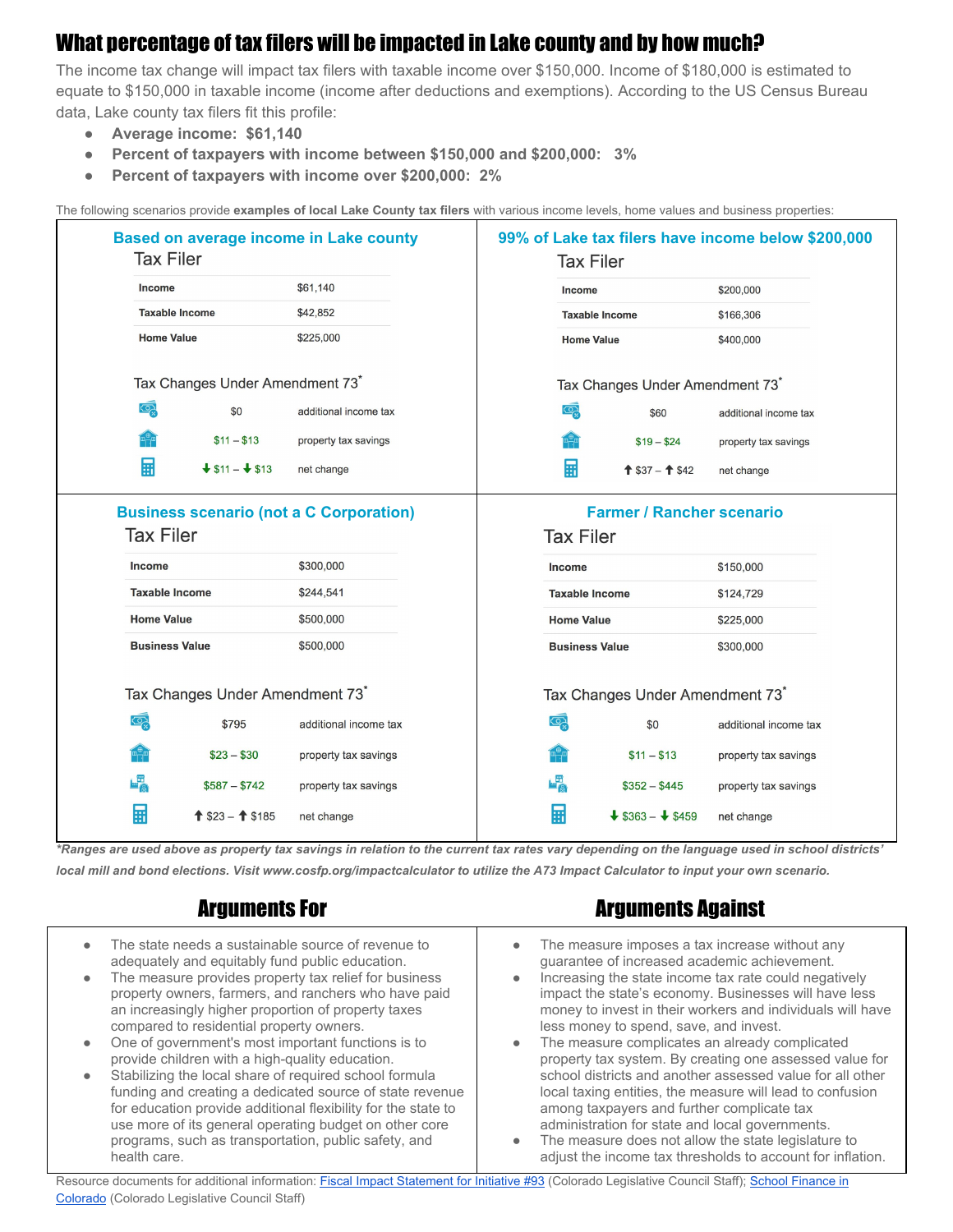# What percentage of tax filers will be impacted in Lake county and by how much?

The income tax change will impact tax filers with taxable income over $150,000. Income of $180,000 is estimated to equate to $150,000 in taxable income (income after deductions and exemptions). According to the US Census Bureau data, Lake county tax filers fit this profile:

- **Average income: $61,140**
- **Percent of taxpayers with income between $150,000 and $200,000: 3%**
- **Percent of taxpayers with income over $200,000: 2%**

The following scenarios provide **examples of local Lake County tax filers** with various income levels, home values and business properties:

### Based on average income in Lake county

Tax Filer

| | |
|---|---|
| **Income** | $61,140 |
| **Taxable Income** | $42,852 |
| **Home Value** | $225,000 |

Tax Changes Under Amendment 73*

| | |
|---|---|
| $0 | additional income tax |
| $11 – $13 | property tax savings |
| ⬇ $11 – ⬇ $13 | net change |

### 99% of Lake tax filers have income below $200,000

Tax Filer

| | |
|---|---|
| **Income** | $200,000 |
| **Taxable Income** | $166,306 |
| **Home Value** | $400,000 |

Tax Changes Under Amendment 73*

| | |
|---|---|
| $60 | additional income tax |
| $19 – $24 | property tax savings |
| ⬆ $37 – ⬆ $42 | net change |

### Business scenario (not a C Corporation)

Tax Filer

| | |
|---|---|
| **Income** | $300,000 |
| **Taxable Income** | $244,541 |
| **Home Value** | $500,000 |
| **Business Value** | $500,000 |

Tax Changes Under Amendment 73*

| | |
|---|---|
| $795 | additional income tax |
| $23 – $30 | property tax savings |
| $587 – $742 | property tax savings |
| ⬆ $23 – ⬆ $185 | net change |

### Farmer / Rancher scenario

Tax Filer

| | |
|---|---|
| **Income** | $150,000 |
| **Taxable Income** | $124,729 |
| **Home Value** | $225,000 |
| **Business Value** | $300,000 |

Tax Changes Under Amendment 73*

| | |
|---|---|
| $0 | additional income tax |
| $11 – $13 | property tax savings |
| $352 – $445 | property tax savings |
| ⬇ $363 – ⬇ $459 | net change |

***Ranges are used above as property tax savings in relation to the current tax rates vary depending on the language used in school districts' local mill and bond elections. Visit www.cosfp.org/impactcalculator to utilize the A73 Impact Calculator to input your own scenario.***

## Arguments For

- The state needs a sustainable source of revenue to adequately and equitably fund public education.
- The measure provides property tax relief for business property owners, farmers, and ranchers who have paid an increasingly higher proportion of property taxes compared to residential property owners.
- One of government's most important functions is to provide children with a high-quality education.
- Stabilizing the local share of required school formula funding and creating a dedicated source of state revenue for education provide additional flexibility for the state to use more of its general operating budget on other core programs, such as transportation, public safety, and health care.

## Arguments Against

- The measure imposes a tax increase without any guarantee of increased academic achievement.
- Increasing the state income tax rate could negatively impact the state's economy. Businesses will have less money to invest in their workers and individuals will have less money to spend, save, and invest.
- The measure complicates an already complicated property tax system. By creating one assessed value for school districts and another assessed value for all other local taxing entities, the measure will lead to confusion among taxpayers and further complicate tax administration for state and local governments.
- The measure does not allow the state legislature to adjust the income tax thresholds to account for inflation.

Resource documents for additional information: Fiscal Impact Statement for Initiative #93 (Colorado Legislative Council Staff); School Finance in Colorado (Colorado Legislative Council Staff)